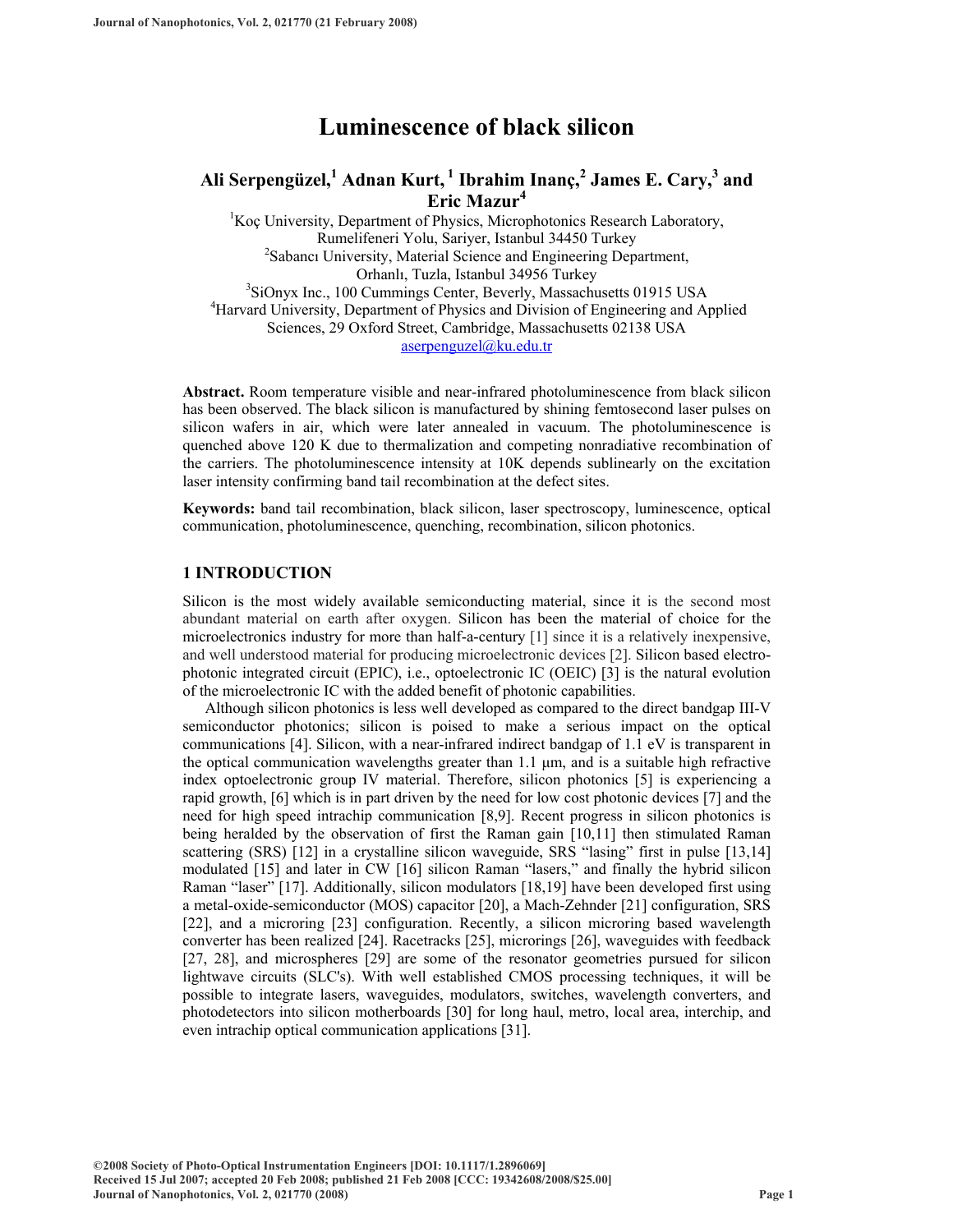# Luminescence of black silicon

## Ali Serpengüzel,[1] Adnan Kurt,[1] Ibrahim Inanç,[2] James E. Cary,[3] and Eric Mazur[4]

[1]Koç University, Department of Physics, Microphotonics Research Laboratory, Rumelifeneri Yolu, Sariyer, Istanbul 34450 Turkey
[2]Sabancı University, Material Science and Engineering Department, Orhanlı, Tuzla, Istanbul 34956 Turkey
[3]SiOnyx Inc., 100 Cummings Center, Beverly, Massachusetts 01915 USA
[4]Harvard University, Department of Physics and Division of Engineering and Applied Sciences, 29 Oxford Street, Cambridge, Massachusetts 02138 USA
aserpenguzel@ku.edu.tr

**Abstract.** Room temperature visible and near-infrared photoluminescence from black silicon has been observed. The black silicon is manufactured by shining femtosecond laser pulses on silicon wafers in air, which were later annealed in vacuum. The photoluminescence is quenched above 120 K due to thermalization and competing nonradiative recombination of the carriers. The photoluminescence intensity at 10K depends sublinearly on the excitation laser intensity confirming band tail recombination at the defect sites.

**Keywords:** band tail recombination, black silicon, laser spectroscopy, luminescence, optical communication, photoluminescence, quenching, recombination, silicon photonics.

## 1 INTRODUCTION

Silicon is the most widely available semiconducting material, since it is the second most abundant material on earth after oxygen. Silicon has been the material of choice for the microelectronics industry for more than half-a-century [1] since it is a relatively inexpensive, and well understood material for producing microelectronic devices [2]. Silicon based electro-photonic integrated circuit (EPIC), i.e., optoelectronic IC (OEIC) [3] is the natural evolution of the microelectronic IC with the added benefit of photonic capabilities.

Although silicon photonics is less well developed as compared to the direct bandgap III-V semiconductor photonics; silicon is poised to make a serious impact on the optical communications [4]. Silicon, with a near-infrared indirect bandgap of 1.1 eV is transparent in the optical communication wavelengths greater than 1.1 µm, and is a suitable high refractive index optoelectronic group IV material. Therefore, silicon photonics [5] is experiencing a rapid growth, [6] which is in part driven by the need for low cost photonic devices [7] and the need for high speed intrachip communication [8,9]. Recent progress in silicon photonics is being heralded by the observation of first the Raman gain [10,11] then stimulated Raman scattering (SRS) [12] in a crystalline silicon waveguide, SRS "lasing" first in pulse [13,14] modulated [15] and later in CW [16] silicon Raman "lasers," and finally the hybrid silicon Raman "laser" [17]. Additionally, silicon modulators [18,19] have been developed first using a metal-oxide-semiconductor (MOS) capacitor [20], a Mach-Zehnder [21] configuration, SRS [22], and a microring [23] configuration. Recently, a silicon microring based wavelength converter has been realized [24]. Racetracks [25], microrings [26], waveguides with feedback [27, 28], and microspheres [29] are some of the resonator geometries pursued for silicon lightwave circuits (SLC's). With well established CMOS processing techniques, it will be possible to integrate lasers, waveguides, modulators, switches, wavelength converters, and photodetectors into silicon motherboards [30] for long haul, metro, local area, interchip, and even intrachip optical communication applications [31].

©2008 Society of Photo-Optical Instrumentation Engineers [DOI: 10.1117/1.2896069]
Received 15 Jul 2007; accepted 20 Feb 2008; published 21 Feb 2008 [CCC: 19342608/2008/$25.00]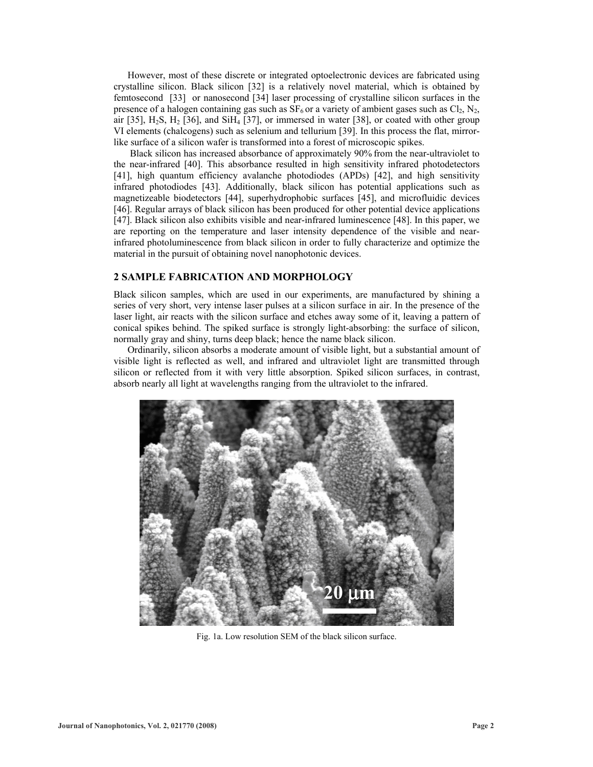However, most of these discrete or integrated optoelectronic devices are fabricated using crystalline silicon. Black silicon [32] is a relatively novel material, which is obtained by femtosecond [33] or nanosecond [34] laser processing of crystalline silicon surfaces in the presence of a halogen containing gas such as $SF_6$ or a variety of ambient gases such as $Cl_2$, $N_2$, air [35], $H_2S$, $H_2$ [36], and $SiH_4$ [37], or immersed in water [38], or coated with other group VI elements (chalcogens) such as selenium and tellurium [39]. In this process the flat, mirror-like surface of a silicon wafer is transformed into a forest of microscopic spikes.

Black silicon has increased absorbance of approximately 90% from the near-ultraviolet to the near-infrared [40]. This absorbance resulted in high sensitivity infrared photodetectors [41], high quantum efficiency avalanche photodiodes (APDs) [42], and high sensitivity infrared photodiodes [43]. Additionally, black silicon has potential applications such as magnetizeable biodetectors [44], superhydrophobic surfaces [45], and microfluidic devices [46]. Regular arrays of black silicon has been produced for other potential device applications [47]. Black silicon also exhibits visible and near-infrared luminescence [48]. In this paper, we are reporting on the temperature and laser intensity dependence of the visible and near-infrared photoluminescence from black silicon in order to fully characterize and optimize the material in the pursuit of obtaining novel nanophotonic devices.

## 2 SAMPLE FABRICATION AND MORPHOLOGY

Black silicon samples, which are used in our experiments, are manufactured by shining a series of very short, very intense laser pulses at a silicon surface in air. In the presence of the laser light, air reacts with the silicon surface and etches away some of it, leaving a pattern of conical spikes behind. The spiked surface is strongly light-absorbing: the surface of silicon, normally gray and shiny, turns deep black; hence the name black silicon.

Ordinarily, silicon absorbs a moderate amount of visible light, but a substantial amount of visible light is reflected as well, and infrared and ultraviolet light are transmitted through silicon or reflected from it with very little absorption. Spiked silicon surfaces, in contrast, absorb nearly all light at wavelengths ranging from the ultraviolet to the infrared.

Fig. 1a. Low resolution SEM of the black silicon surface.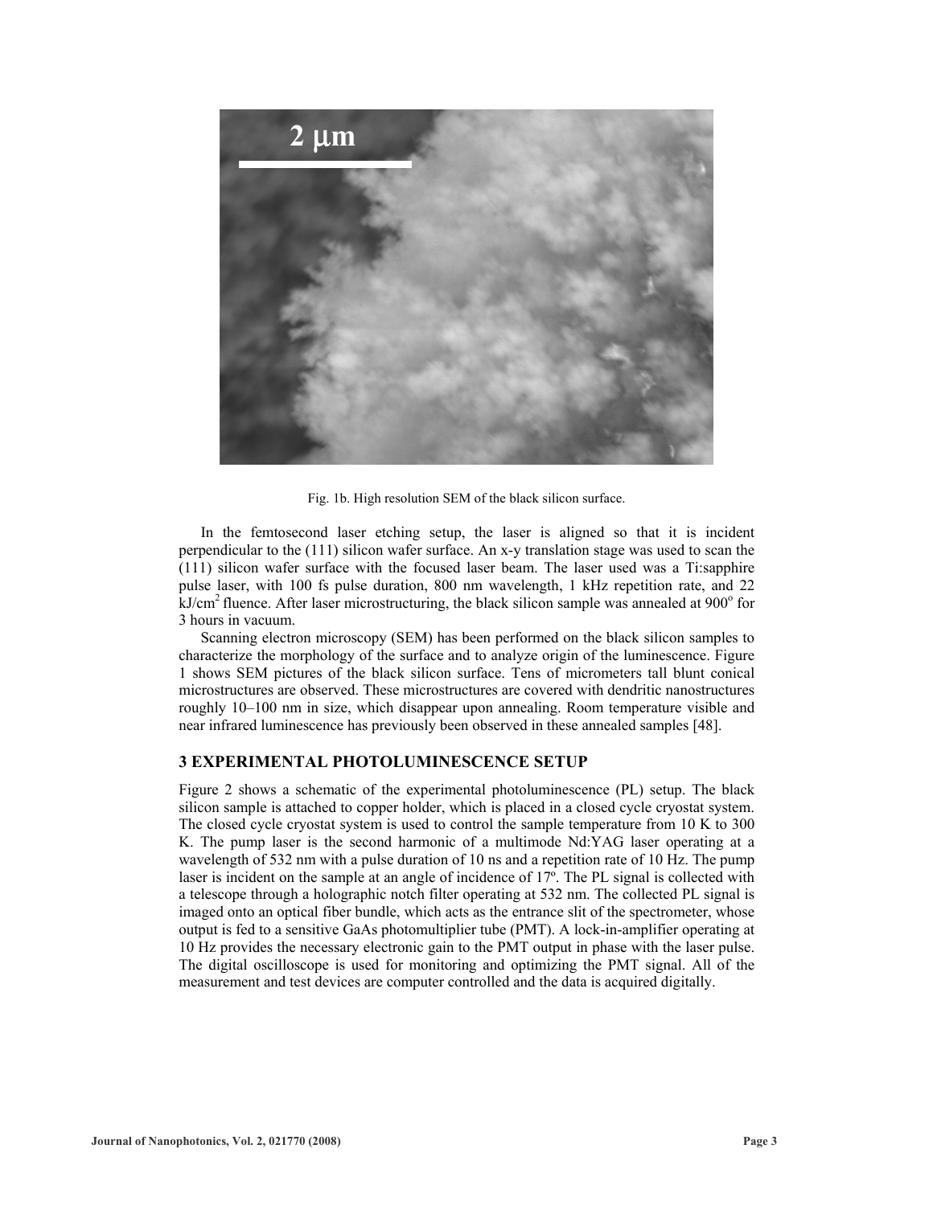Fig. 1b. High resolution SEM of the black silicon surface.

In the femtosecond laser etching setup, the laser is aligned so that it is incident perpendicular to the (111) silicon wafer surface. An x-y translation stage was used to scan the (111) silicon wafer surface with the focused laser beam. The laser used was a Ti:sapphire pulse laser, with 100 fs pulse duration, 800 nm wavelength, 1 kHz repetition rate, and 22 $kJ/cm^2$ fluence. After laser microstructuring, the black silicon sample was annealed at $900^o$ for 3 hours in vacuum.

Scanning electron microscopy (SEM) has been performed on the black silicon samples to characterize the morphology of the surface and to analyze origin of the luminescence. Figure 1 shows SEM pictures of the black silicon surface. Tens of micrometers tall blunt conical microstructures are observed. These microstructures are covered with dendritic nanostructures roughly 10–100 nm in size, which disappear upon annealing. Room temperature visible and near infrared luminescence has previously been observed in these annealed samples [48].

## 3 EXPERIMENTAL PHOTOLUMINESCENCE SETUP

Figure 2 shows a schematic of the experimental photoluminescence (PL) setup. The black silicon sample is attached to copper holder, which is placed in a closed cycle cryostat system. The closed cycle cryostat system is used to control the sample temperature from 10 K to 300 K. The pump laser is the second harmonic of a multimode Nd:YAG laser operating at a wavelength of 532 nm with a pulse duration of 10 ns and a repetition rate of 10 Hz. The pump laser is incident on the sample at an angle of incidence of 17º. The PL signal is collected with a telescope through a holographic notch filter operating at 532 nm. The collected PL signal is imaged onto an optical fiber bundle, which acts as the entrance slit of the spectrometer, whose output is fed to a sensitive GaAs photomultiplier tube (PMT). A lock-in-amplifier operating at 10 Hz provides the necessary electronic gain to the PMT output in phase with the laser pulse. The digital oscilloscope is used for monitoring and optimizing the PMT signal. All of the measurement and test devices are computer controlled and the data is acquired digitally.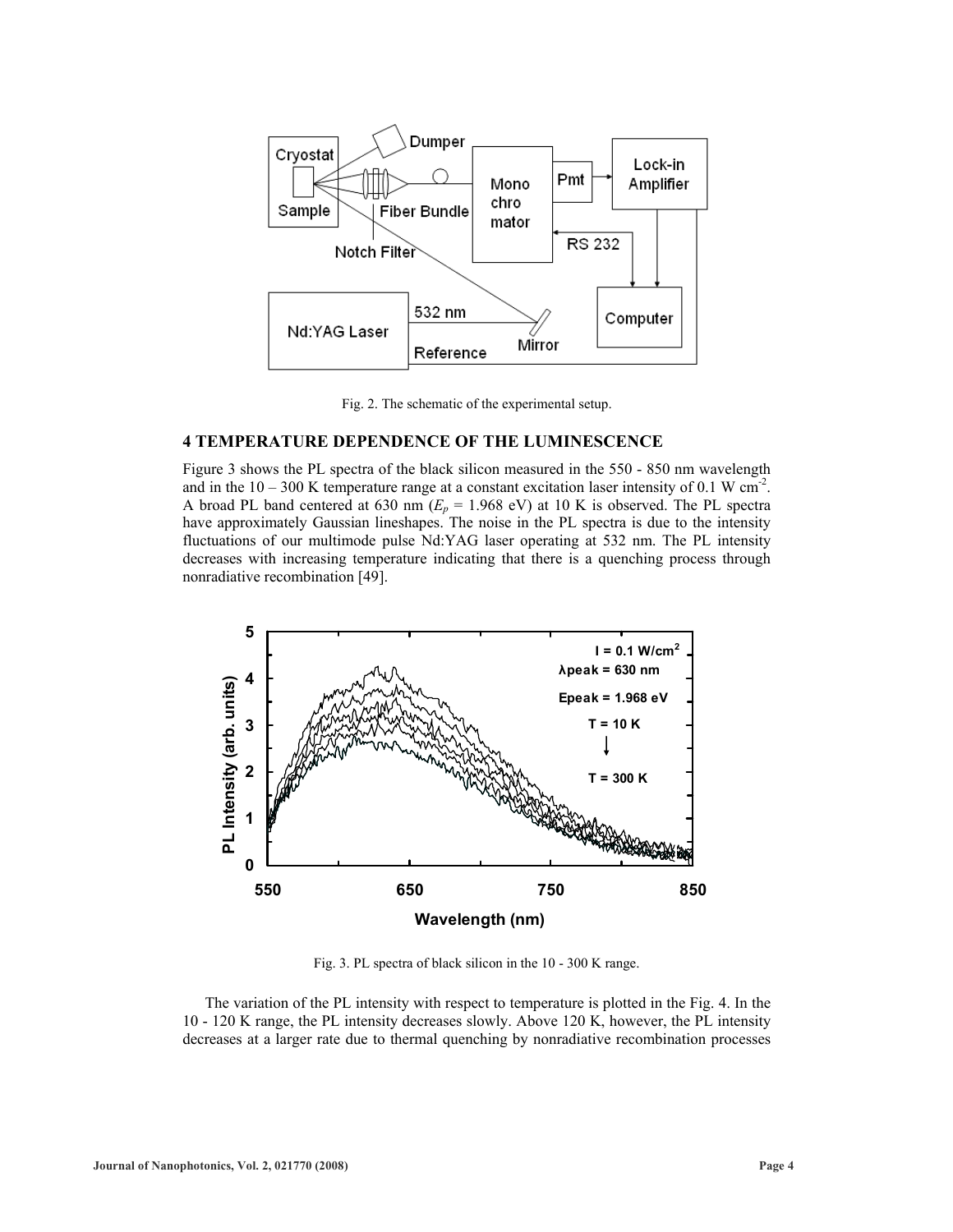Fig. 2. The schematic of the experimental setup.

## 4 TEMPERATURE DEPENDENCE OF THE LUMINESCENCE

Figure 3 shows the PL spectra of the black silicon measured in the 550 - 850 nm wavelength and in the 10 – 300 K temperature range at a constant excitation laser intensity of 0.1 W cm$^{-2}$. A broad PL band centered at 630 nm ($E_p$ = 1.968 eV) at 10 K is observed. The PL spectra have approximately Gaussian lineshapes. The noise in the PL spectra is due to the intensity fluctuations of our multimode pulse Nd:YAG laser operating at 532 nm. The PL intensity decreases with increasing temperature indicating that there is a quenching process through nonradiative recombination [49].

Fig. 3. PL spectra of black silicon in the 10 - 300 K range.

The variation of the PL intensity with respect to temperature is plotted in the Fig. 4. In the 10 - 120 K range, the PL intensity decreases slowly. Above 120 K, however, the PL intensity decreases at a larger rate due to thermal quenching by nonradiative recombination processes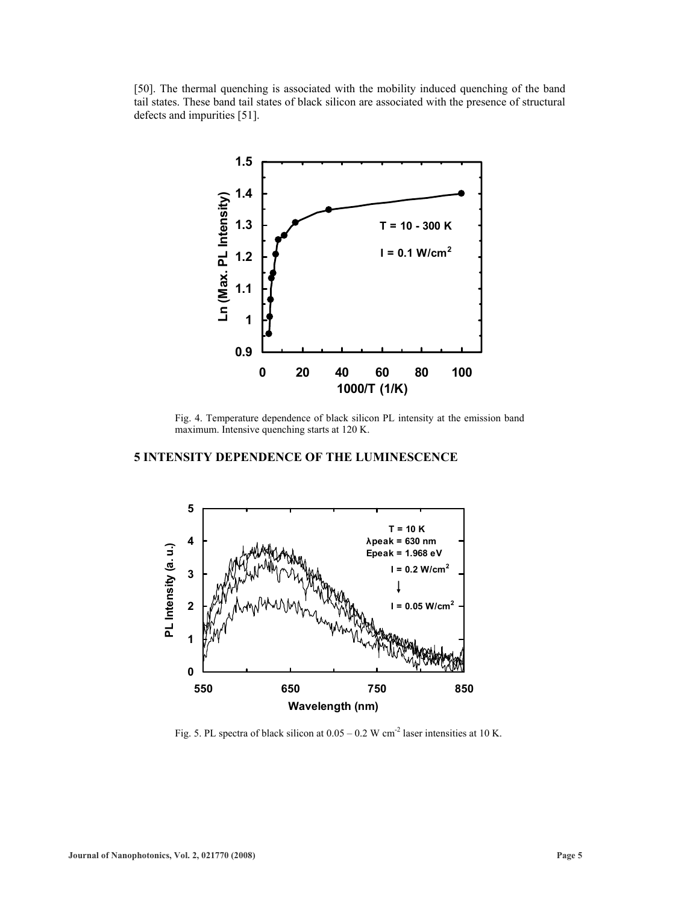[50]. The thermal quenching is associated with the mobility induced quenching of the band tail states. These band tail states of black silicon are associated with the presence of structural defects and impurities [51].

Fig. 4. Temperature dependence of black silicon PL intensity at the emission band maximum. Intensive quenching starts at 120 K.

## 5 INTENSITY DEPENDENCE OF THE LUMINESCENCE

Fig. 5. PL spectra of black silicon at 0.05 – 0.2 W cm$^{-2}$ laser intensities at 10 K.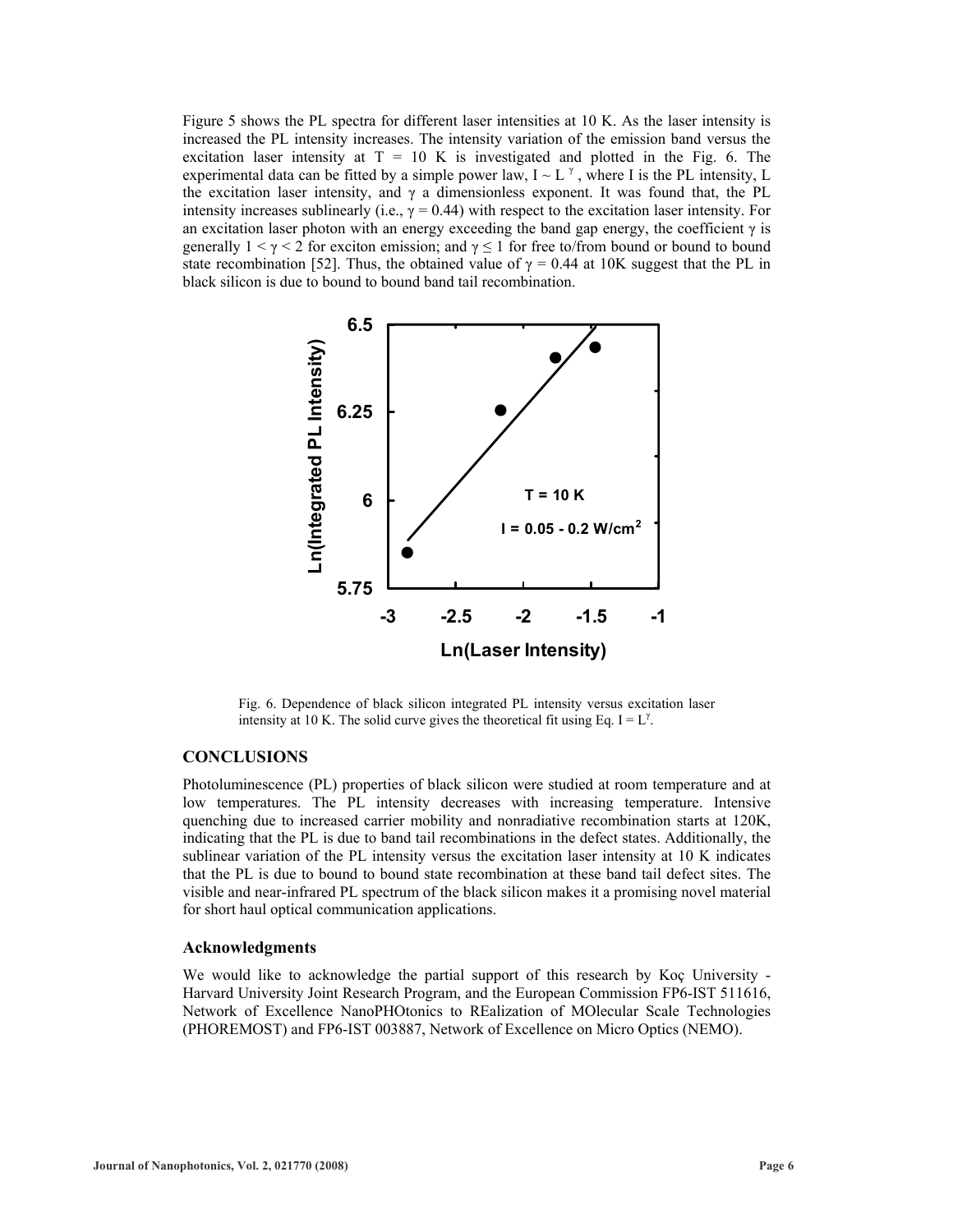Figure 5 shows the PL spectra for different laser intensities at 10 K. As the laser intensity is increased the PL intensity increases. The intensity variation of the emission band versus the excitation laser intensity at T = 10 K is investigated and plotted in the Fig. 6. The experimental data can be fitted by a simple power law, $I \sim L^{\gamma}$, where I is the PL intensity, L the excitation laser intensity, and $\gamma$ a dimensionless exponent. It was found that, the PL intensity increases sublinearly (i.e., $\gamma = 0.44$) with respect to the excitation laser intensity. For an excitation laser photon with an energy exceeding the band gap energy, the coefficient $\gamma$ is generally $1 < \gamma < 2$ for exciton emission; and $\gamma \leq 1$ for free to/from bound or bound to bound state recombination [52]. Thus, the obtained value of $\gamma = 0.44$ at 10K suggest that the PL in black silicon is due to bound to bound band tail recombination.

Fig. 6. Dependence of black silicon integrated PL intensity versus excitation laser intensity at 10 K. The solid curve gives the theoretical fit using Eq. $I = L^{\gamma}$.

## CONCLUSIONS

Photoluminescence (PL) properties of black silicon were studied at room temperature and at low temperatures. The PL intensity decreases with increasing temperature. Intensive quenching due to increased carrier mobility and nonradiative recombination starts at 120K, indicating that the PL is due to band tail recombinations in the defect states. Additionally, the sublinear variation of the PL intensity versus the excitation laser intensity at 10 K indicates that the PL is due to bound to bound state recombination at these band tail defect sites. The visible and near-infrared PL spectrum of the black silicon makes it a promising novel material for short haul optical communication applications.

### Acknowledgments

We would like to acknowledge the partial support of this research by Koç University - Harvard University Joint Research Program, and the European Commission FP6-IST 511616, Network of Excellence NanoPHOtonics to REalization of MOlecular Scale Technologies (PHOREMOST) and FP6-IST 003887, Network of Excellence on Micro Optics (NEMO).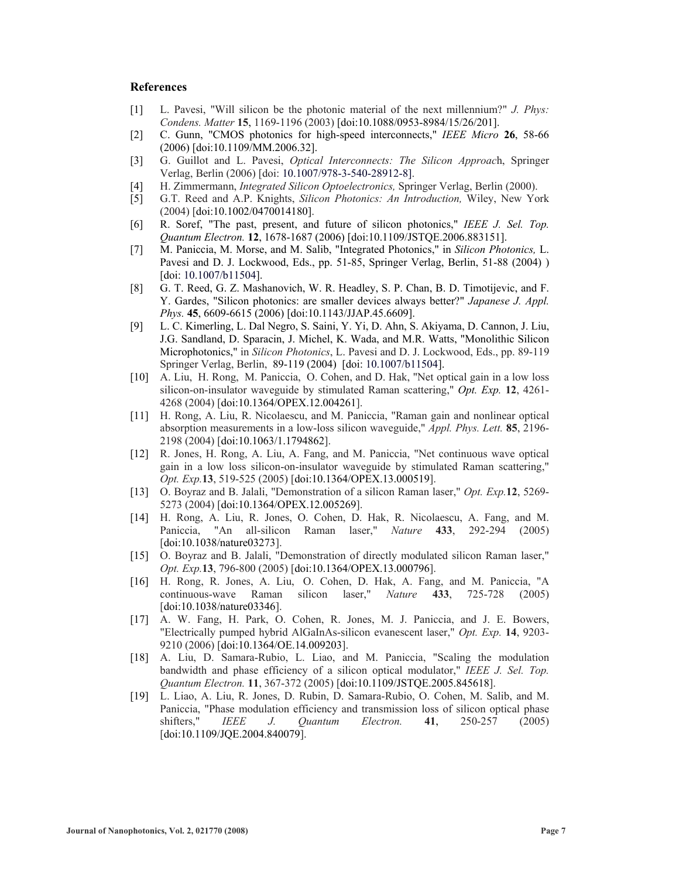## References

[1] L. Pavesi, "Will silicon be the photonic material of the next millennium?" *J. Phys: Condens. Matter* **15**, 1169-1196 (2003) [doi:10.1088/0953-8984/15/26/201].

[2] C. Gunn, "CMOS photonics for high-speed interconnects," *IEEE Micro* **26**, 58-66 (2006) [doi:10.1109/MM.2006.32].

[3] G. Guillot and L. Pavesi, *Optical Interconnects: The Silicon Approac*h, Springer Verlag, Berlin (2006) [doi: 10.1007/978-3-540-28912-8].

[4] H. Zimmermann, *Integrated Silicon Optoelectronics,* Springer Verlag, Berlin (2000).

[5] G.T. Reed and A.P. Knights, *Silicon Photonics: An Introduction,* Wiley, New York (2004) [doi:10.1002/0470014180].

[6] R. Soref, "The past, present, and future of silicon photonics," *IEEE J. Sel. Top. Quantum Electron.* **12**, 1678-1687 (2006) [doi:10.1109/JSTQE.2006.883151].

[7] M. Paniccia, M. Morse, and M. Salib, "Integrated Photonics," in *Silicon Photonics,* L. Pavesi and D. J. Lockwood, Eds., pp. 51-85, Springer Verlag, Berlin, 51-88 (2004) ) [doi: 10.1007/b11504].

[8] G. T. Reed, G. Z. Mashanovich, W. R. Headley, S. P. Chan, B. D. Timotijevic, and F. Y. Gardes, "Silicon photonics: are smaller devices always better?" *Japanese J. Appl. Phys.* **45**, 6609-6615 (2006) [doi:10.1143/JJAP.45.6609].

[9] L. C. Kimerling, L. Dal Negro, S. Saini, Y. Yi, D. Ahn, S. Akiyama, D. Cannon, J. Liu, J.G. Sandland, D. Sparacin, J. Michel, K. Wada, and M.R. Watts, "Monolithic Silicon Microphotonics," in *Silicon Photonics*, L. Pavesi and D. J. Lockwood, Eds., pp. 89-119 Springer Verlag, Berlin, 89-119 (2004) [doi: 10.1007/b11504].

[10] A. Liu, H. Rong, M. Paniccia, O. Cohen, and D. Hak, "Net optical gain in a low loss silicon-on-insulator waveguide by stimulated Raman scattering," *Opt. Exp.* **12**, 4261-4268 (2004) [doi:10.1364/OPEX.12.004261].

[11] H. Rong, A. Liu, R. Nicolaescu, and M. Paniccia, "Raman gain and nonlinear optical absorption measurements in a low-loss silicon waveguide," *Appl. Phys. Lett.* **85**, 2196-2198 (2004) [doi:10.1063/1.1794862].

[12] R. Jones, H. Rong, A. Liu, A. Fang, and M. Paniccia, "Net continuous wave optical gain in a low loss silicon-on-insulator waveguide by stimulated Raman scattering," *Opt. Exp.***13**, 519-525 (2005) [doi:10.1364/OPEX.13.000519].

[13] O. Boyraz and B. Jalali, "Demonstration of a silicon Raman laser," *Opt. Exp.***12**, 5269-5273 (2004) [doi:10.1364/OPEX.12.005269].

[14] H. Rong, A. Liu, R. Jones, O. Cohen, D. Hak, R. Nicolaescu, A. Fang, and M. Paniccia, "An all-silicon Raman laser," *Nature* **433**, 292-294 (2005) [doi:10.1038/nature03273].

[15] O. Boyraz and B. Jalali, "Demonstration of directly modulated silicon Raman laser," *Opt. Exp.***13**, 796-800 (2005) [doi:10.1364/OPEX.13.000796].

[16] H. Rong, R. Jones, A. Liu, O. Cohen, D. Hak, A. Fang, and M. Paniccia, "A continuous-wave Raman silicon laser," *Nature* **433**, 725-728 (2005) [doi:10.1038/nature03346].

[17] A. W. Fang, H. Park, O. Cohen, R. Jones, M. J. Paniccia, and J. E. Bowers, "Electrically pumped hybrid AlGaInAs-silicon evanescent laser," *Opt. Exp.* **14**, 9203-9210 (2006) [doi:10.1364/OE.14.009203].

[18] A. Liu, D. Samara-Rubio, L. Liao, and M. Paniccia, "Scaling the modulation bandwidth and phase efficiency of a silicon optical modulator," *IEEE J. Sel. Top. Quantum Electron.* **11**, 367-372 (2005) [doi:10.1109/JSTQE.2005.845618].

[19] L. Liao, A. Liu, R. Jones, D. Rubin, D. Samara-Rubio, O. Cohen, M. Salib, and M. Paniccia, "Phase modulation efficiency and transmission loss of silicon optical phase shifters," *IEEE J. Quantum Electron.* **41**, 250-257 (2005) [doi:10.1109/JQE.2004.840079].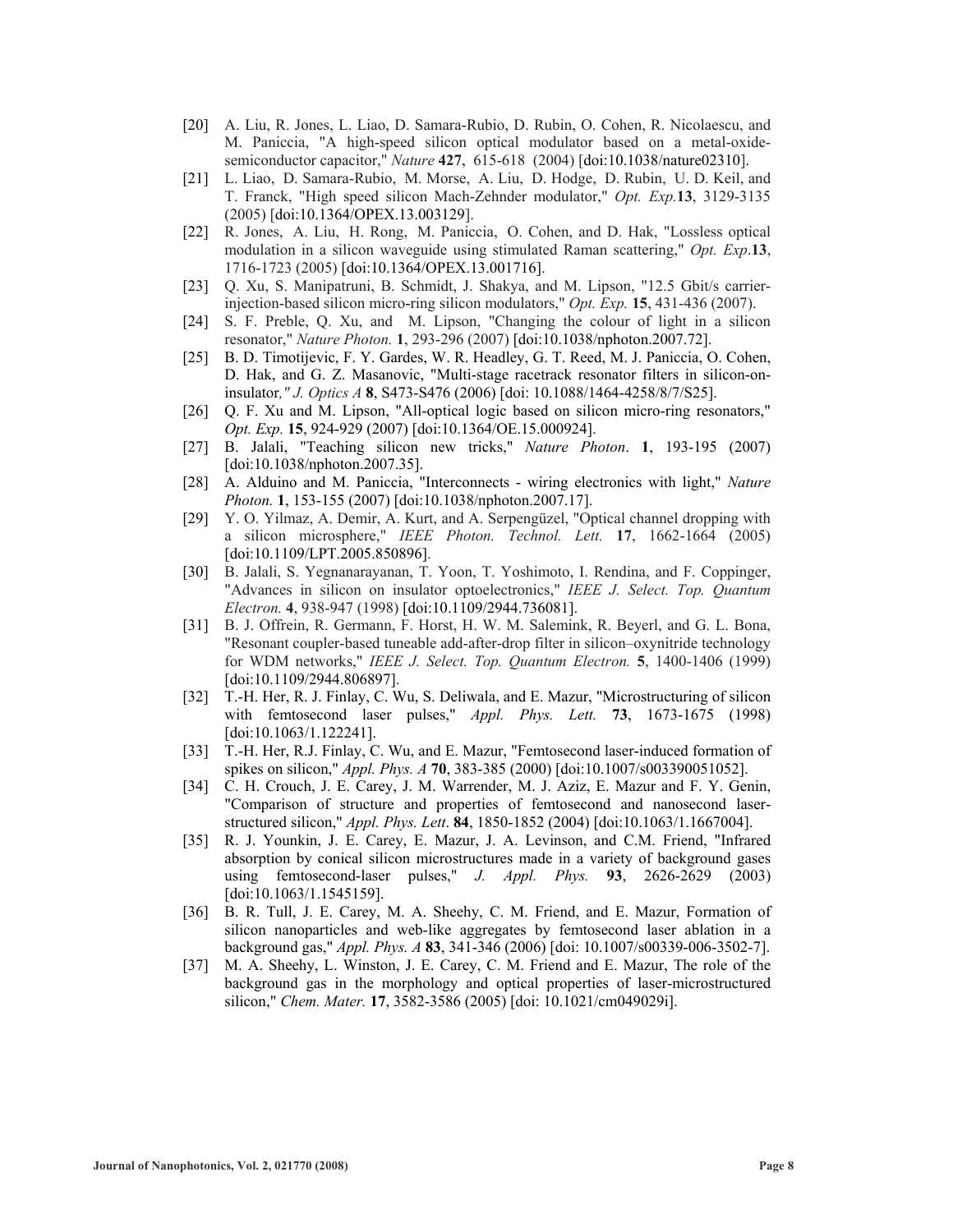[20] A. Liu, R. Jones, L. Liao, D. Samara-Rubio, D. Rubin, O. Cohen, R. Nicolaescu, and M. Paniccia, "A high-speed silicon optical modulator based on a metal-oxide-semiconductor capacitor," *Nature* **427**, 615-618 (2004) [doi:10.1038/nature02310].

[21] L. Liao, D. Samara-Rubio, M. Morse, A. Liu, D. Hodge, D. Rubin, U. D. Keil, and T. Franck, "High speed silicon Mach-Zehnder modulator," *Opt. Exp.***13**, 3129-3135 (2005) [doi:10.1364/OPEX.13.003129].

[22] R. Jones, A. Liu, H. Rong, M. Paniccia, O. Cohen, and D. Hak, "Lossless optical modulation in a silicon waveguide using stimulated Raman scattering," *Opt. Exp*.**13**, 1716-1723 (2005) [doi:10.1364/OPEX.13.001716].

[23] Q. Xu, S. Manipatruni, B. Schmidt, J. Shakya, and M. Lipson, "12.5 Gbit/s carrier-injection-based silicon micro-ring silicon modulators," *Opt. Exp.* **15**, 431-436 (2007).

[24] S. F. Preble, Q. Xu, and M. Lipson, "Changing the colour of light in a silicon resonator," *Nature Photon.* **1**, 293-296 (2007) [doi:10.1038/nphoton.2007.72].

[25] B. D. Timotijevic, F. Y. Gardes, W. R. Headley, G. T. Reed, M. J. Paniccia, O. Cohen, D. Hak, and G. Z. Masanovic, "Multi-stage racetrack resonator filters in silicon-on-insulator*," J. Optics A* **8**, S473-S476 (2006) [doi: 10.1088/1464-4258/8/7/S25].

[26] Q. F. Xu and M. Lipson, "All-optical logic based on silicon micro-ring resonators," *Opt. Exp.* **15**, 924-929 (2007) [doi:10.1364/OE.15.000924].

[27] B. Jalali, "Teaching silicon new tricks," *Nature Photon*. **1**, 193-195 (2007) [doi:10.1038/nphoton.2007.35].

[28] A. Alduino and M. Paniccia, "Interconnects - wiring electronics with light," *Nature Photon.* **1**, 153-155 (2007) [doi:10.1038/nphoton.2007.17].

[29] Y. O. Yilmaz, A. Demir, A. Kurt, and A. Serpengüzel, "Optical channel dropping with a silicon microsphere," *IEEE Photon. Technol. Lett.* **17**, 1662-1664 (2005) [doi:10.1109/LPT.2005.850896].

[30] B. Jalali, S. Yegnanarayanan, T. Yoon, T. Yoshimoto, I. Rendina, and F. Coppinger, "Advances in silicon on insulator optoelectronics," *IEEE J. Select. Top. Quantum Electron.* **4**, 938-947 (1998) [doi:10.1109/2944.736081].

[31] B. J. Offrein, R. Germann, F. Horst, H. W. M. Salemink, R. Beyerl, and G. L. Bona, "Resonant coupler-based tuneable add-after-drop filter in silicon–oxynitride technology for WDM networks," *IEEE J. Select. Top. Quantum Electron.* **5**, 1400-1406 (1999) [doi:10.1109/2944.806897].

[32] T.-H. Her, R. J. Finlay, C. Wu, S. Deliwala, and E. Mazur, "Microstructuring of silicon with femtosecond laser pulses," *Appl. Phys. Lett.* **73**, 1673-1675 (1998) [doi:10.1063/1.122241].

[33] T.-H. Her, R.J. Finlay, C. Wu, and E. Mazur, "Femtosecond laser-induced formation of spikes on silicon," *Appl. Phys. A* **70**, 383-385 (2000) [doi:10.1007/s003390051052].

[34] C. H. Crouch, J. E. Carey, J. M. Warrender, M. J. Aziz, E. Mazur and F. Y. Genin, "Comparison of structure and properties of femtosecond and nanosecond laser-structured silicon," *Appl. Phys. Lett*. **84**, 1850-1852 (2004) [doi:10.1063/1.1667004].

[35] R. J. Younkin, J. E. Carey, E. Mazur, J. A. Levinson, and C.M. Friend, "Infrared absorption by conical silicon microstructures made in a variety of background gases using femtosecond-laser pulses," *J. Appl. Phys.* **93**, 2626-2629 (2003) [doi:10.1063/1.1545159].

[36] B. R. Tull, J. E. Carey, M. A. Sheehy, C. M. Friend, and E. Mazur, Formation of silicon nanoparticles and web-like aggregates by femtosecond laser ablation in a background gas," *Appl. Phys. A* **83**, 341-346 (2006) [doi: 10.1007/s00339-006-3502-7].

[37] M. A. Sheehy, L. Winston, J. E. Carey, C. M. Friend and E. Mazur, The role of the background gas in the morphology and optical properties of laser-microstructured silicon," *Chem. Mater.* **17**, 3582-3586 (2005) [doi: 10.1021/cm049029i].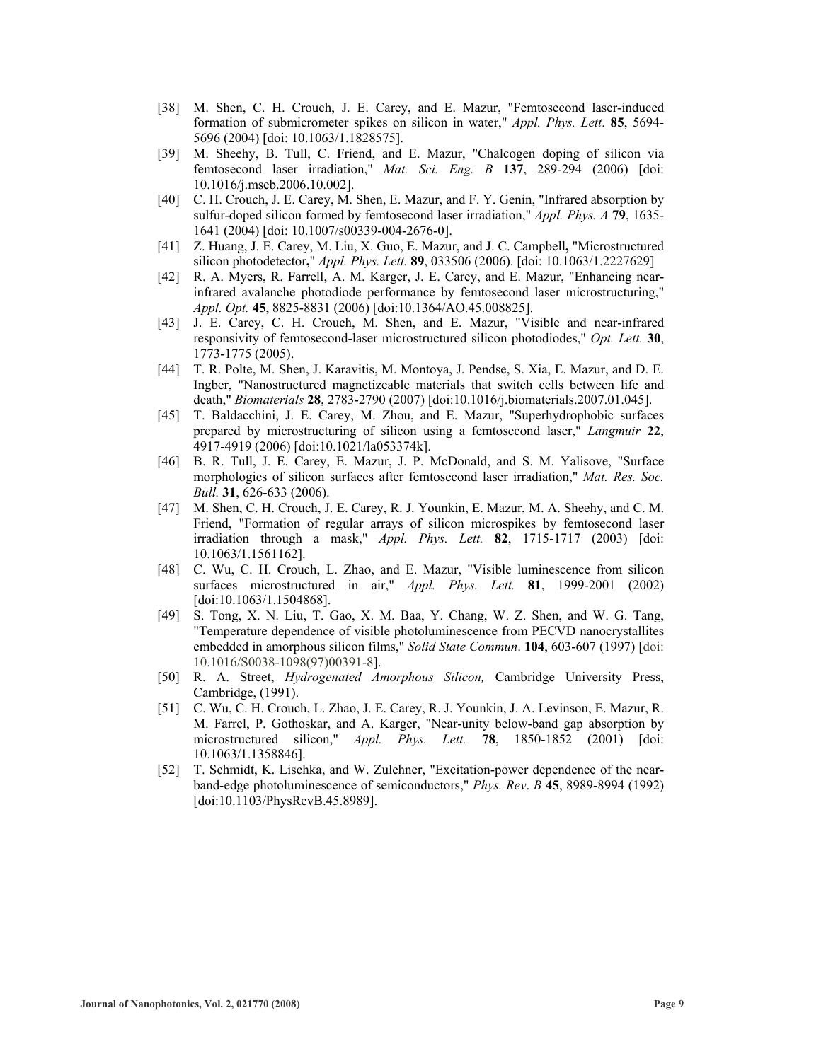[38] M. Shen, C. H. Crouch, J. E. Carey, and E. Mazur, "Femtosecond laser-induced formation of submicrometer spikes on silicon in water," *Appl. Phys. Lett*. **85**, 5694-5696 (2004) [doi: 10.1063/1.1828575].

[39] M. Sheehy, B. Tull, C. Friend, and E. Mazur, "Chalcogen doping of silicon via femtosecond laser irradiation," *Mat. Sci. Eng. B* **137**, 289-294 (2006) [doi: 10.1016/j.mseb.2006.10.002].

[40] C. H. Crouch, J. E. Carey, M. Shen, E. Mazur, and F. Y. Genin, "Infrared absorption by sulfur-doped silicon formed by femtosecond laser irradiation," *Appl. Phys. A* **79**, 1635-1641 (2004) [doi: 10.1007/s00339-004-2676-0].

[41] Z. Huang, J. E. Carey, M. Liu, X. Guo, E. Mazur, and J. C. Campbell**,** "Microstructured silicon photodetector**,**" *Appl. Phys. Lett.* **89**, 033506 (2006). [doi: 10.1063/1.2227629]

[42] R. A. Myers, R. Farrell, A. M. Karger, J. E. Carey, and E. Mazur, "Enhancing near-infrared avalanche photodiode performance by femtosecond laser microstructuring," *Appl. Opt.* **45**, 8825-8831 (2006) [doi:10.1364/AO.45.008825].

[43] J. E. Carey, C. H. Crouch, M. Shen, and E. Mazur, "Visible and near-infrared responsivity of femtosecond-laser microstructured silicon photodiodes," *Opt. Lett.* **30**, 1773-1775 (2005).

[44] T. R. Polte, M. Shen, J. Karavitis, M. Montoya, J. Pendse, S. Xia, E. Mazur, and D. E. Ingber, "Nanostructured magnetizeable materials that switch cells between life and death," *Biomaterials* **28**, 2783-2790 (2007) [doi:10.1016/j.biomaterials.2007.01.045].

[45] T. Baldacchini, J. E. Carey, M. Zhou, and E. Mazur, "Superhydrophobic surfaces prepared by microstructuring of silicon using a femtosecond laser," *Langmuir* **22**, 4917-4919 (2006) [doi:10.1021/la053374k].

[46] B. R. Tull, J. E. Carey, E. Mazur, J. P. McDonald, and S. M. Yalisove, "Surface morphologies of silicon surfaces after femtosecond laser irradiation," *Mat. Res. Soc. Bull.* **31**, 626-633 (2006).

[47] M. Shen, C. H. Crouch, J. E. Carey, R. J. Younkin, E. Mazur, M. A. Sheehy, and C. M. Friend, "Formation of regular arrays of silicon microspikes by femtosecond laser irradiation through a mask," *Appl. Phys. Lett.* **82**, 1715-1717 (2003) [doi: 10.1063/1.1561162].

[48] C. Wu, C. H. Crouch, L. Zhao, and E. Mazur, "Visible luminescence from silicon surfaces microstructured in air," *Appl. Phys. Lett.* **81**, 1999-2001 (2002) [doi:10.1063/1.1504868].

[49] S. Tong, X. N. Liu, T. Gao, X. M. Baa, Y. Chang, W. Z. Shen, and W. G. Tang, "Temperature dependence of visible photoluminescence from PECVD nanocrystallites embedded in amorphous silicon films," *Solid State Commun*. **104**, 603-607 (1997) [doi: 10.1016/S0038-1098(97)00391-8].

[50] R. A. Street, *Hydrogenated Amorphous Silicon,* Cambridge University Press, Cambridge, (1991).

[51] C. Wu, C. H. Crouch, L. Zhao, J. E. Carey, R. J. Younkin, J. A. Levinson, E. Mazur, R. M. Farrel, P. Gothoskar, and A. Karger, "Near-unity below-band gap absorption by microstructured silicon," *Appl. Phys. Lett.* **78**, 1850-1852 (2001) [doi: 10.1063/1.1358846].

[52] T. Schmidt, K. Lischka, and W. Zulehner, "Excitation-power dependence of the near-band-edge photoluminescence of semiconductors," *Phys. Rev*. *B* **45**, 8989-8994 (1992) [doi:10.1103/PhysRevB.45.8989].